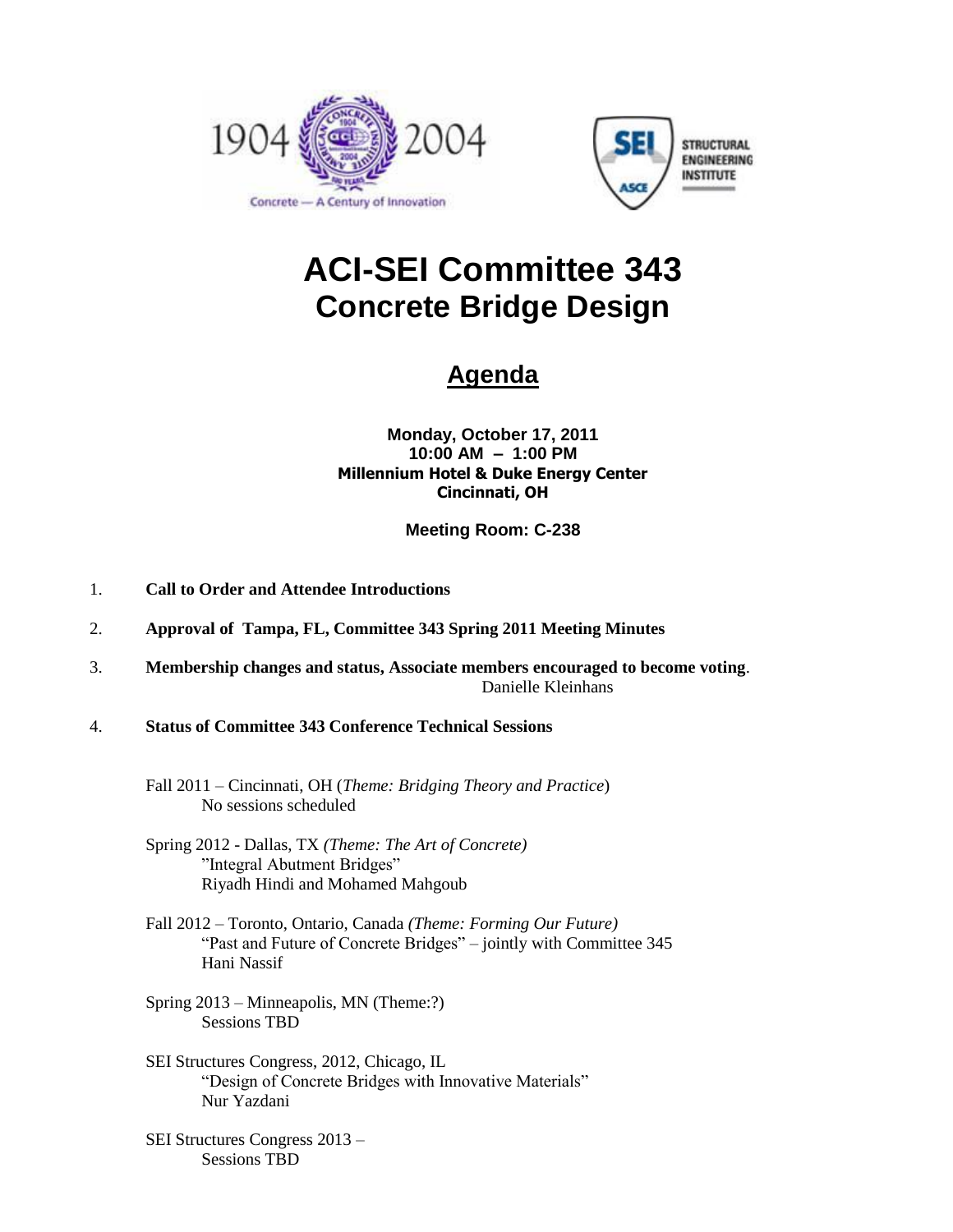# ACI-SEI Committee 343
## Concrete Bridge Design

## Agenda

**Monday, October 17, 2011**
**10:00 AM – 1:00 PM**
**Millennium Hotel & Duke Energy Center**
**Cincinnati, OH**

**Meeting Room: C-238**

1. **Call to Order and Attendee Introductions**

2. **Approval of Tampa, FL, Committee 343 Spring 2011 Meeting Minutes**

3. **Membership changes and status, Associate members encouraged to become voting**.
   Danielle Kleinhans

4. **Status of Committee 343 Conference Technical Sessions**

   Fall 2011 – Cincinnati, OH (*Theme: Bridging Theory and Practice*)
   No sessions scheduled

   Spring 2012 - Dallas, TX *(Theme: The Art of Concrete)*
   "Integral Abutment Bridges"
   Riyadh Hindi and Mohamed Mahgoub

   Fall 2012 – Toronto, Ontario, Canada *(Theme: Forming Our Future)*
   "Past and Future of Concrete Bridges" – jointly with Committee 345
   Hani Nassif

   Spring 2013 – Minneapolis, MN (Theme:?)
   Sessions TBD

   SEI Structures Congress, 2012, Chicago, IL
   "Design of Concrete Bridges with Innovative Materials"
   Nur Yazdani

   SEI Structures Congress 2013 –
   Sessions TBD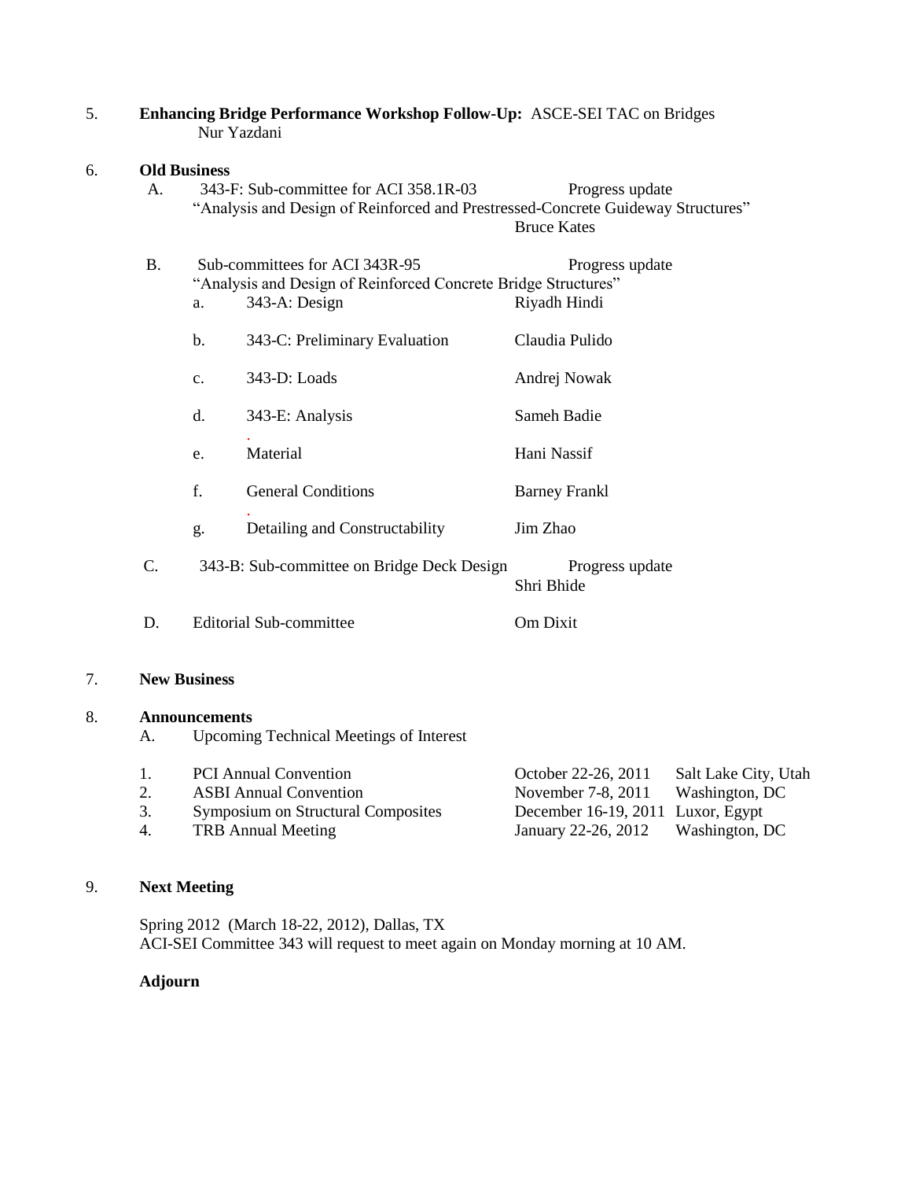5. **Enhancing Bridge Performance Workshop Follow-Up:** ASCE-SEI TAC on Bridges
   Nur Yazdani

6. **Old Business**

   A. 343-F: Sub-committee for ACI 358.1R-03 — Progress update
   "Analysis and Design of Reinforced and Prestressed-Concrete Guideway Structures"
   Bruce Kates

   B. Sub-committees for ACI 343R-95 — Progress update
   "Analysis and Design of Reinforced Concrete Bridge Structures"

   | | | |
   |---|---|---|
   | a. | 343-A: Design | Riyadh Hindi |
   | b. | 343-C: Preliminary Evaluation | Claudia Pulido |
   | c. | 343-D: Loads | Andrej Nowak |
   | d. | 343-E: Analysis | Sameh Badie |
   | e. | Material | Hani Nassif |
   | f. | General Conditions | Barney Frankl |
   | g. | Detailing and Constructability | Jim Zhao |

   C. 343-B: Sub-committee on Bridge Deck Design — Progress update
   Shri Bhide

   D. Editorial Sub-committee — Om Dixit

7. **New Business**

8. **Announcements**

   A. Upcoming Technical Meetings of Interest

   | | | | |
   |---|---|---|---|
   | 1. | PCI Annual Convention | October 22-26, 2011 | Salt Lake City, Utah |
   | 2. | ASBI Annual Convention | November 7-8, 2011 | Washington, DC |
   | 3. | Symposium on Structural Composites | December 16-19, 2011 | Luxor, Egypt |
   | 4. | TRB Annual Meeting | January 22-26, 2012 | Washington, DC |

9. **Next Meeting**

   Spring 2012 (March 18-22, 2012), Dallas, TX
   ACI-SEI Committee 343 will request to meet again on Monday morning at 10 AM.

   **Adjourn**